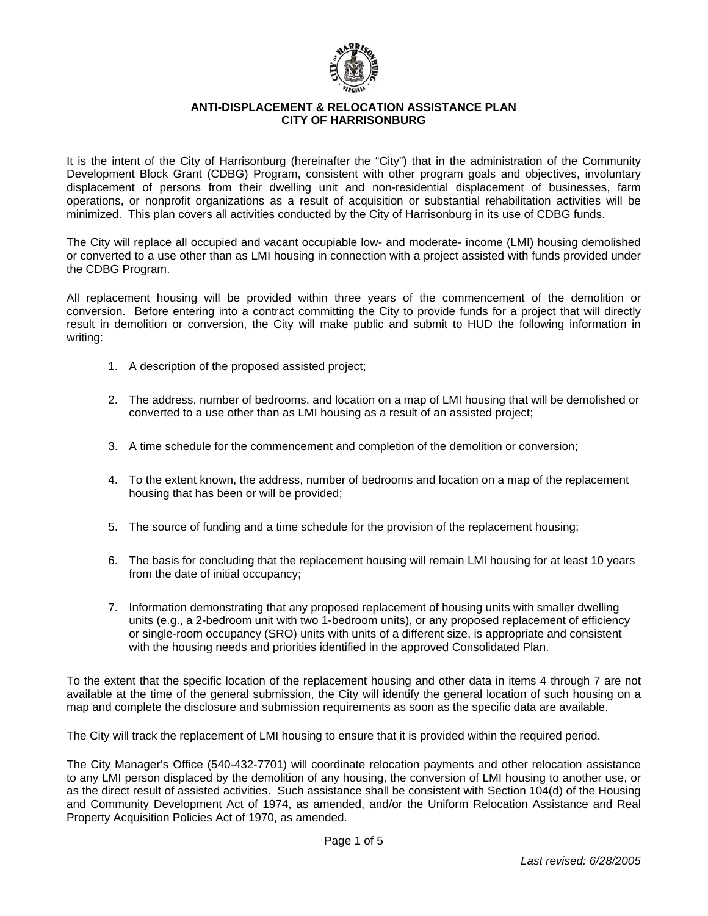# ANTI-DISPLACEMENT & RELOCATION ASSISTANCE PLAN
# CITY OF HARRISONBURG

It is the intent of the City of Harrisonburg (hereinafter the "City") that in the administration of the Community Development Block Grant (CDBG) Program, consistent with other program goals and objectives, involuntary displacement of persons from their dwelling unit and non-residential displacement of businesses, farm operations, or nonprofit organizations as a result of acquisition or substantial rehabilitation activities will be minimized. This plan covers all activities conducted by the City of Harrisonburg in its use of CDBG funds.

The City will replace all occupied and vacant occupiable low- and moderate- income (LMI) housing demolished or converted to a use other than as LMI housing in connection with a project assisted with funds provided under the CDBG Program.

All replacement housing will be provided within three years of the commencement of the demolition or conversion. Before entering into a contract committing the City to provide funds for a project that will directly result in demolition or conversion, the City will make public and submit to HUD the following information in writing:

1. A description of the proposed assisted project;
2. The address, number of bedrooms, and location on a map of LMI housing that will be demolished or converted to a use other than as LMI housing as a result of an assisted project;
3. A time schedule for the commencement and completion of the demolition or conversion;
4. To the extent known, the address, number of bedrooms and location on a map of the replacement housing that has been or will be provided;
5. The source of funding and a time schedule for the provision of the replacement housing;
6. The basis for concluding that the replacement housing will remain LMI housing for at least 10 years from the date of initial occupancy;
7. Information demonstrating that any proposed replacement of housing units with smaller dwelling units (e.g., a 2-bedroom unit with two 1-bedroom units), or any proposed replacement of efficiency or single-room occupancy (SRO) units with units of a different size, is appropriate and consistent with the housing needs and priorities identified in the approved Consolidated Plan.

To the extent that the specific location of the replacement housing and other data in items 4 through 7 are not available at the time of the general submission, the City will identify the general location of such housing on a map and complete the disclosure and submission requirements as soon as the specific data are available.

The City will track the replacement of LMI housing to ensure that it is provided within the required period.

The City Manager's Office (540-432-7701) will coordinate relocation payments and other relocation assistance to any LMI person displaced by the demolition of any housing, the conversion of LMI housing to another use, or as the direct result of assisted activities. Such assistance shall be consistent with Section 104(d) of the Housing and Community Development Act of 1974, as amended, and/or the Uniform Relocation Assistance and Real Property Acquisition Policies Act of 1970, as amended.

*Last revised: 6/28/2005*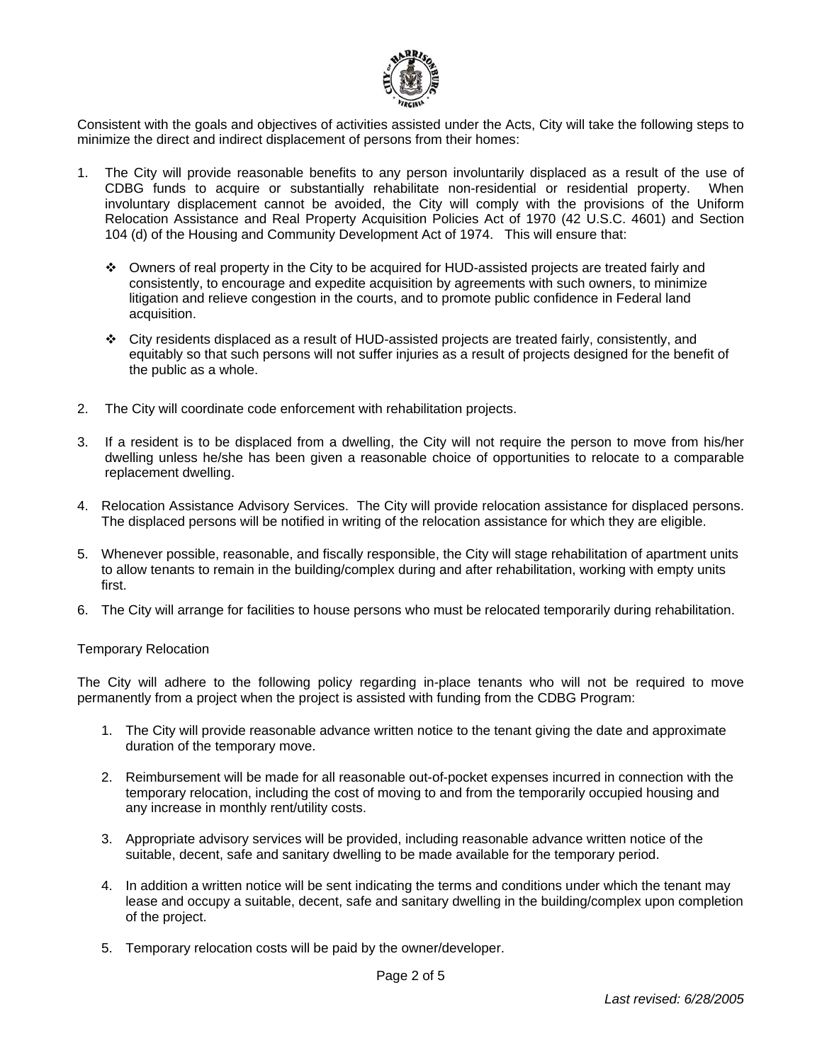Consistent with the goals and objectives of activities assisted under the Acts, City will take the following steps to minimize the direct and indirect displacement of persons from their homes:

1. The City will provide reasonable benefits to any person involuntarily displaced as a result of the use of CDBG funds to acquire or substantially rehabilitate non-residential or residential property. When involuntary displacement cannot be avoided, the City will comply with the provisions of the Uniform Relocation Assistance and Real Property Acquisition Policies Act of 1970 (42 U.S.C. 4601) and Section 104 (d) of the Housing and Community Development Act of 1974. This will ensure that:

   - Owners of real property in the City to be acquired for HUD-assisted projects are treated fairly and consistently, to encourage and expedite acquisition by agreements with such owners, to minimize litigation and relieve congestion in the courts, and to promote public confidence in Federal land acquisition.

   - City residents displaced as a result of HUD-assisted projects are treated fairly, consistently, and equitably so that such persons will not suffer injuries as a result of projects designed for the benefit of the public as a whole.

2. The City will coordinate code enforcement with rehabilitation projects.

3. If a resident is to be displaced from a dwelling, the City will not require the person to move from his/her dwelling unless he/she has been given a reasonable choice of opportunities to relocate to a comparable replacement dwelling.

4. Relocation Assistance Advisory Services. The City will provide relocation assistance for displaced persons. The displaced persons will be notified in writing of the relocation assistance for which they are eligible.

5. Whenever possible, reasonable, and fiscally responsible, the City will stage rehabilitation of apartment units to allow tenants to remain in the building/complex during and after rehabilitation, working with empty units first.

6. The City will arrange for facilities to house persons who must be relocated temporarily during rehabilitation.

Temporary Relocation

The City will adhere to the following policy regarding in-place tenants who will not be required to move permanently from a project when the project is assisted with funding from the CDBG Program:

1. The City will provide reasonable advance written notice to the tenant giving the date and approximate duration of the temporary move.

2. Reimbursement will be made for all reasonable out-of-pocket expenses incurred in connection with the temporary relocation, including the cost of moving to and from the temporarily occupied housing and any increase in monthly rent/utility costs.

3. Appropriate advisory services will be provided, including reasonable advance written notice of the suitable, decent, safe and sanitary dwelling to be made available for the temporary period.

4. In addition a written notice will be sent indicating the terms and conditions under which the tenant may lease and occupy a suitable, decent, safe and sanitary dwelling in the building/complex upon completion of the project.

5. Temporary relocation costs will be paid by the owner/developer.

*Last revised: 6/28/2005*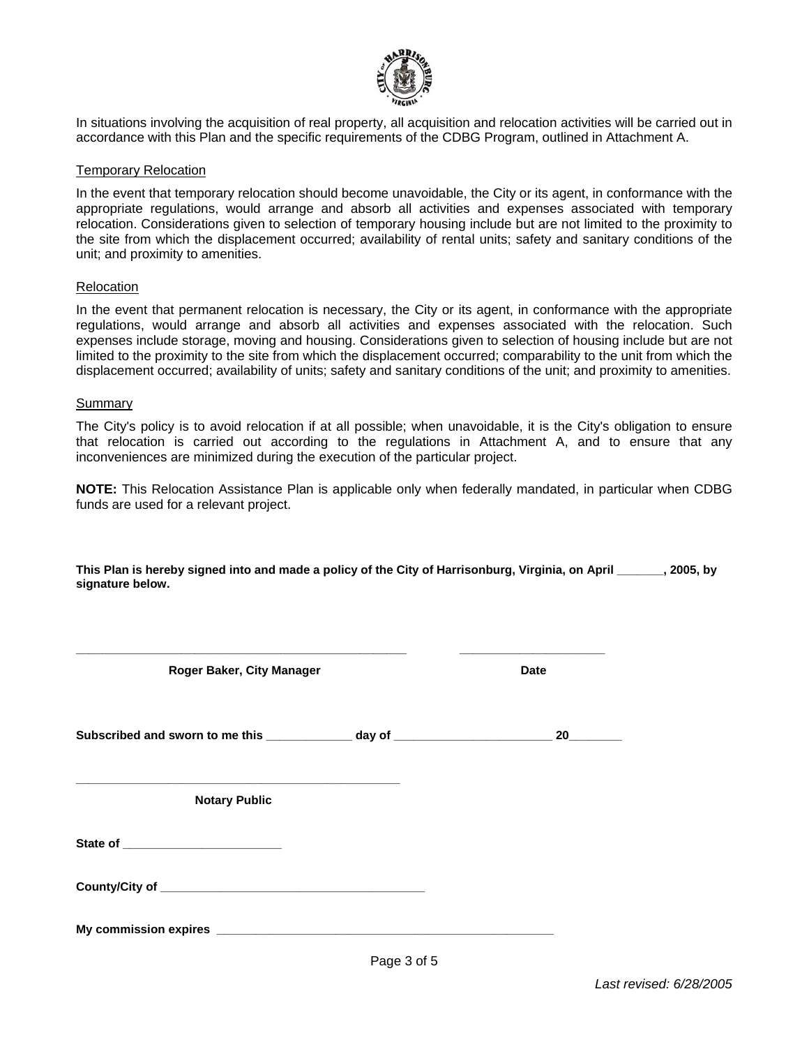In situations involving the acquisition of real property, all acquisition and relocation activities will be carried out in accordance with this Plan and the specific requirements of the CDBG Program, outlined in Attachment A.

### Temporary Relocation

In the event that temporary relocation should become unavoidable, the City or its agent, in conformance with the appropriate regulations, would arrange and absorb all activities and expenses associated with temporary relocation. Considerations given to selection of temporary housing include but are not limited to the proximity to the site from which the displacement occurred; availability of rental units; safety and sanitary conditions of the unit; and proximity to amenities.

### Relocation

In the event that permanent relocation is necessary, the City or its agent, in conformance with the appropriate regulations, would arrange and absorb all activities and expenses associated with the relocation. Such expenses include storage, moving and housing. Considerations given to selection of housing include but are not limited to the proximity to the site from which the displacement occurred; comparability to the unit from which the displacement occurred; availability of units; safety and sanitary conditions of the unit; and proximity to amenities.

### Summary

The City's policy is to avoid relocation if at all possible; when unavoidable, it is the City's obligation to ensure that relocation is carried out according to the regulations in Attachment A, and to ensure that any inconveniences are minimized during the execution of the particular project.

**NOTE:** This Relocation Assistance Plan is applicable only when federally mandated, in particular when CDBG funds are used for a relevant project.

**This Plan is hereby signed into and made a policy of the City of Harrisonburg, Virginia, on April _______, 2005, by signature below.**

_________________________________________________ _____________________

**Roger Baker, City Manager** **Date**

**Subscribed and sworn to me this _____________ day of ________________________ 20________**

_________________________________________________

**Notary Public**

**State of ________________________**

**County/City of ________________________________________**

**My commission expires ____________________________________________________**

*Last revised: 6/28/2005*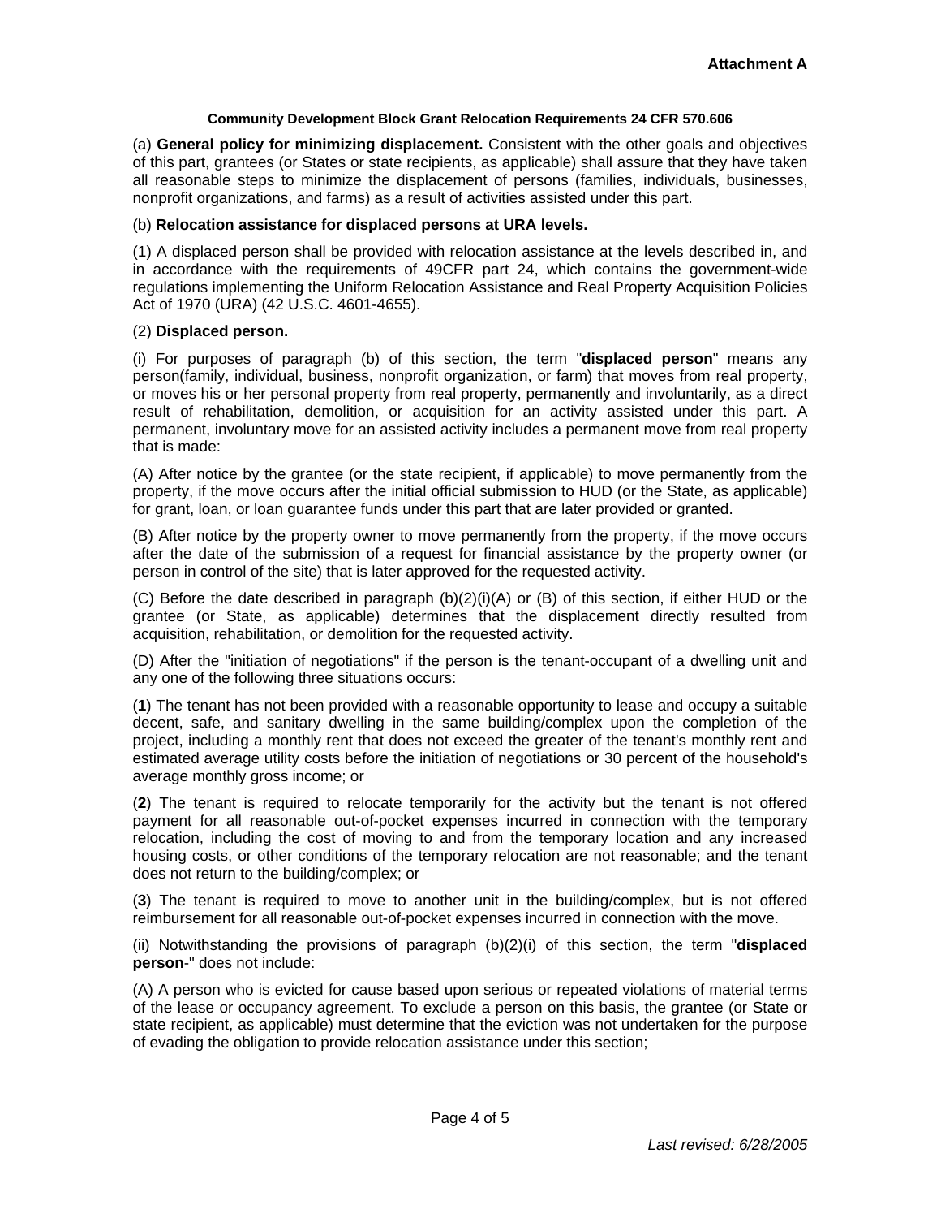**Attachment A**

**Community Development Block Grant Relocation Requirements 24 CFR 570.606**

(a) **General policy for minimizing displacement.** Consistent with the other goals and objectives of this part, grantees (or States or state recipients, as applicable) shall assure that they have taken all reasonable steps to minimize the displacement of persons (families, individuals, businesses, nonprofit organizations, and farms) as a result of activities assisted under this part.

(b) **Relocation assistance for displaced persons at URA levels.**

(1) A displaced person shall be provided with relocation assistance at the levels described in, and in accordance with the requirements of 49CFR part 24, which contains the government-wide regulations implementing the Uniform Relocation Assistance and Real Property Acquisition Policies Act of 1970 (URA) (42 U.S.C. 4601-4655).

(2) **Displaced person.**

(i) For purposes of paragraph (b) of this section, the term "**displaced person**" means any person(family, individual, business, nonprofit organization, or farm) that moves from real property, or moves his or her personal property from real property, permanently and involuntarily, as a direct result of rehabilitation, demolition, or acquisition for an activity assisted under this part. A permanent, involuntary move for an assisted activity includes a permanent move from real property that is made:

(A) After notice by the grantee (or the state recipient, if applicable) to move permanently from the property, if the move occurs after the initial official submission to HUD (or the State, as applicable) for grant, loan, or loan guarantee funds under this part that are later provided or granted.

(B) After notice by the property owner to move permanently from the property, if the move occurs after the date of the submission of a request for financial assistance by the property owner (or person in control of the site) that is later approved for the requested activity.

(C) Before the date described in paragraph (b)(2)(i)(A) or (B) of this section, if either HUD or the grantee (or State, as applicable) determines that the displacement directly resulted from acquisition, rehabilitation, or demolition for the requested activity.

(D) After the "initiation of negotiations" if the person is the tenant-occupant of a dwelling unit and any one of the following three situations occurs:

(**1**) The tenant has not been provided with a reasonable opportunity to lease and occupy a suitable decent, safe, and sanitary dwelling in the same building/complex upon the completion of the project, including a monthly rent that does not exceed the greater of the tenant's monthly rent and estimated average utility costs before the initiation of negotiations or 30 percent of the household's average monthly gross income; or

(**2**) The tenant is required to relocate temporarily for the activity but the tenant is not offered payment for all reasonable out-of-pocket expenses incurred in connection with the temporary relocation, including the cost of moving to and from the temporary location and any increased housing costs, or other conditions of the temporary relocation are not reasonable; and the tenant does not return to the building/complex; or

(**3**) The tenant is required to move to another unit in the building/complex, but is not offered reimbursement for all reasonable out-of-pocket expenses incurred in connection with the move.

(ii) Notwithstanding the provisions of paragraph (b)(2)(i) of this section, the term "**displaced person**-" does not include:

(A) A person who is evicted for cause based upon serious or repeated violations of material terms of the lease or occupancy agreement. To exclude a person on this basis, the grantee (or State or state recipient, as applicable) must determine that the eviction was not undertaken for the purpose of evading the obligation to provide relocation assistance under this section;

*Last revised: 6/28/2005*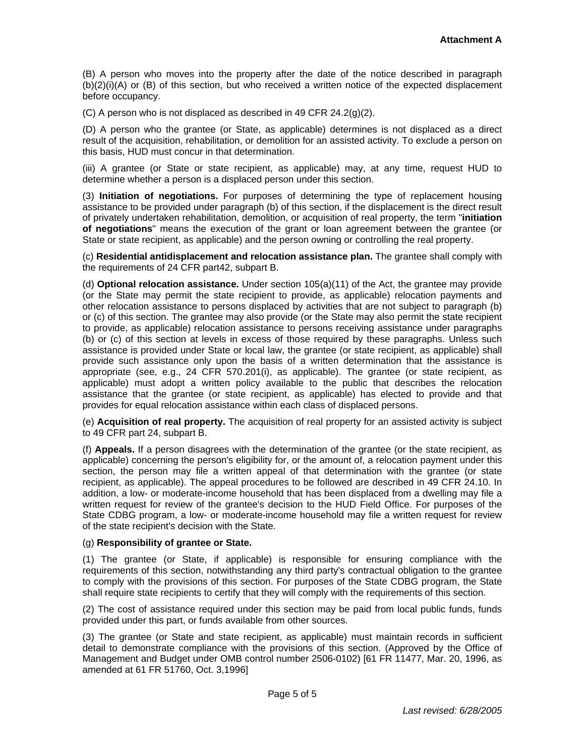(B) A person who moves into the property after the date of the notice described in paragraph (b)(2)(i)(A) or (B) of this section, but who received a written notice of the expected displacement before occupancy.

(C) A person who is not displaced as described in 49 CFR 24.2(g)(2).

(D) A person who the grantee (or State, as applicable) determines is not displaced as a direct result of the acquisition, rehabilitation, or demolition for an assisted activity. To exclude a person on this basis, HUD must concur in that determination.

(iii) A grantee (or State or state recipient, as applicable) may, at any time, request HUD to determine whether a person is a displaced person under this section.

(3) **Initiation of negotiations.** For purposes of determining the type of replacement housing assistance to be provided under paragraph (b) of this section, if the displacement is the direct result of privately undertaken rehabilitation, demolition, or acquisition of real property, the term "**initiation of negotiations**" means the execution of the grant or loan agreement between the grantee (or State or state recipient, as applicable) and the person owning or controlling the real property.

(c) **Residential antidisplacement and relocation assistance plan.** The grantee shall comply with the requirements of 24 CFR part42, subpart B.

(d) **Optional relocation assistance.** Under section 105(a)(11) of the Act, the grantee may provide (or the State may permit the state recipient to provide, as applicable) relocation payments and other relocation assistance to persons displaced by activities that are not subject to paragraph (b) or (c) of this section. The grantee may also provide (or the State may also permit the state recipient to provide, as applicable) relocation assistance to persons receiving assistance under paragraphs (b) or (c) of this section at levels in excess of those required by these paragraphs. Unless such assistance is provided under State or local law, the grantee (or state recipient, as applicable) shall provide such assistance only upon the basis of a written determination that the assistance is appropriate (see, e.g., 24 CFR 570.201(i), as applicable). The grantee (or state recipient, as applicable) must adopt a written policy available to the public that describes the relocation assistance that the grantee (or state recipient, as applicable) has elected to provide and that provides for equal relocation assistance within each class of displaced persons.

(e) **Acquisition of real property.** The acquisition of real property for an assisted activity is subject to 49 CFR part 24, subpart B.

(f) **Appeals.** If a person disagrees with the determination of the grantee (or the state recipient, as applicable) concerning the person's eligibility for, or the amount of, a relocation payment under this section, the person may file a written appeal of that determination with the grantee (or state recipient, as applicable). The appeal procedures to be followed are described in 49 CFR 24.10. In addition, a low- or moderate-income household that has been displaced from a dwelling may file a written request for review of the grantee's decision to the HUD Field Office. For purposes of the State CDBG program, a low- or moderate-income household may file a written request for review of the state recipient's decision with the State.

(g) **Responsibility of grantee or State.**

(1) The grantee (or State, if applicable) is responsible for ensuring compliance with the requirements of this section, notwithstanding any third party's contractual obligation to the grantee to comply with the provisions of this section. For purposes of the State CDBG program, the State shall require state recipients to certify that they will comply with the requirements of this section.

(2) The cost of assistance required under this section may be paid from local public funds, funds provided under this part, or funds available from other sources.

(3) The grantee (or State and state recipient, as applicable) must maintain records in sufficient detail to demonstrate compliance with the provisions of this section. (Approved by the Office of Management and Budget under OMB control number 2506-0102) [61 FR 11477, Mar. 20, 1996, as amended at 61 FR 51760, Oct. 3,1996]